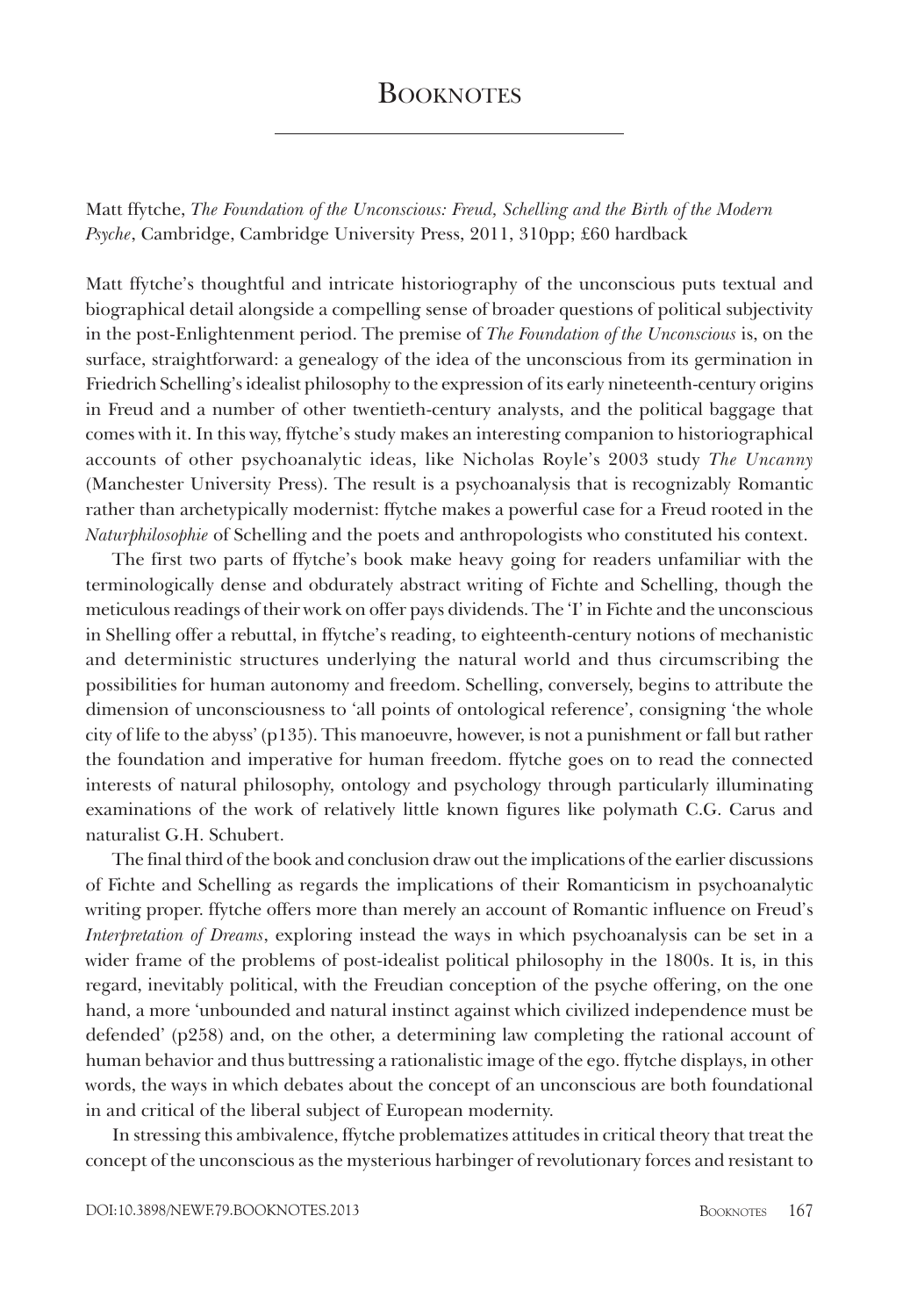# Booknotes

Matt ffytche, *The Foundation of the Unconscious: Freud, Schelling and the Birth of the Modern Psyche*, Cambridge, Cambridge University Press, 2011, 310pp; £60 hardback

Matt ffytche's thoughtful and intricate historiography of the unconscious puts textual and biographical detail alongside a compelling sense of broader questions of political subjectivity in the post-Enlightenment period. The premise of *The Foundation of the Unconscious* is, on the surface, straightforward: a genealogy of the idea of the unconscious from its germination in Friedrich Schelling's idealist philosophy to the expression of its early nineteenth-century origins in Freud and a number of other twentieth-century analysts, and the political baggage that comes with it. In this way, ffytche's study makes an interesting companion to historiographical accounts of other psychoanalytic ideas, like Nicholas Royle's 2003 study *The Uncanny* (Manchester University Press). The result is a psychoanalysis that is recognizably Romantic rather than archetypically modernist: ffytche makes a powerful case for a Freud rooted in the *Naturphilosophie* of Schelling and the poets and anthropologists who constituted his context.

The first two parts of ffytche's book make heavy going for readers unfamiliar with the terminologically dense and obdurately abstract writing of Fichte and Schelling, though the meticulous readings of their work on offer pays dividends. The 'I' in Fichte and the unconscious in Shelling offer a rebuttal, in ffytche's reading, to eighteenth-century notions of mechanistic and deterministic structures underlying the natural world and thus circumscribing the possibilities for human autonomy and freedom. Schelling, conversely, begins to attribute the dimension of unconsciousness to 'all points of ontological reference', consigning 'the whole city of life to the abyss' (p135). This manoeuvre, however, is not a punishment or fall but rather the foundation and imperative for human freedom. ffytche goes on to read the connected interests of natural philosophy, ontology and psychology through particularly illuminating examinations of the work of relatively little known figures like polymath C.G. Carus and naturalist G.H. Schubert.

The final third of the book and conclusion draw out the implications of the earlier discussions of Fichte and Schelling as regards the implications of their Romanticism in psychoanalytic writing proper. ffytche offers more than merely an account of Romantic influence on Freud's *Interpretation of Dreams*, exploring instead the ways in which psychoanalysis can be set in a wider frame of the problems of post-idealist political philosophy in the 1800s. It is, in this regard, inevitably political, with the Freudian conception of the psyche offering, on the one hand, a more 'unbounded and natural instinct against which civilized independence must be defended' (p258) and, on the other, a determining law completing the rational account of human behavior and thus buttressing a rationalistic image of the ego. ffytche displays, in other words, the ways in which debates about the concept of an unconscious are both foundational in and critical of the liberal subject of European modernity.

In stressing this ambivalence, ffytche problematizes attitudes in critical theory that treat the concept of the unconscious as the mysterious harbinger of revolutionary forces and resistant to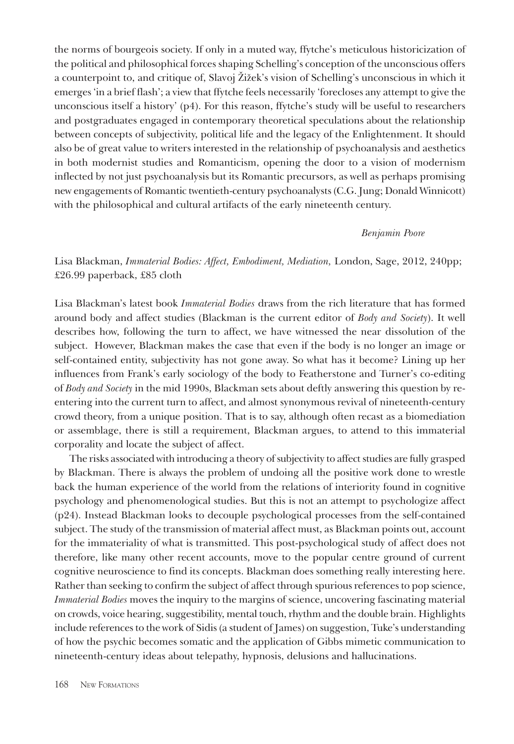the norms of bourgeois society. If only in a muted way, ffytche's meticulous historicization of the political and philosophical forces shaping Schelling's conception of the unconscious offers a counterpoint to, and critique of, Slavoj Žižek's vision of Schelling's unconscious in which it emerges 'in a brief flash'; a view that ffytche feels necessarily 'forecloses any attempt to give the unconscious itself a history' (p4). For this reason, ffytche's study will be useful to researchers and postgraduates engaged in contemporary theoretical speculations about the relationship between concepts of subjectivity, political life and the legacy of the Enlightenment. It should also be of great value to writers interested in the relationship of psychoanalysis and aesthetics in both modernist studies and Romanticism, opening the door to a vision of modernism inflected by not just psychoanalysis but its Romantic precursors, as well as perhaps promising new engagements of Romantic twentieth-century psychoanalysts (C.G. Jung; Donald Winnicott) with the philosophical and cultural artifacts of the early nineteenth century.

*Benjamin Poore*

Lisa Blackman, *Immaterial Bodies: Affect, Embodiment, Mediation,* London, Sage, 2012, 240pp; £26.99 paperback, £85 cloth

Lisa Blackman's latest book *Immaterial Bodies* draws from the rich literature that has formed around body and affect studies (Blackman is the current editor of *Body and Society*). It well describes how, following the turn to affect, we have witnessed the near dissolution of the subject. However, Blackman makes the case that even if the body is no longer an image or self-contained entity, subjectivity has not gone away. So what has it become? Lining up her influences from Frank's early sociology of the body to Featherstone and Turner's co-editing of *Body and Society* in the mid 1990s, Blackman sets about deftly answering this question by re-entering into the current turn to affect, and almost synonymous revival of nineteenth-century crowd theory, from a unique position. That is to say, although often recast as a biomediation or assemblage, there is still a requirement, Blackman argues, to attend to this immaterial corporality and locate the subject of affect.

The risks associated with introducing a theory of subjectivity to affect studies are fully grasped by Blackman. There is always the problem of undoing all the positive work done to wrestle back the human experience of the world from the relations of interiority found in cognitive psychology and phenomenological studies. But this is not an attempt to psychologize affect (p24). Instead Blackman looks to decouple psychological processes from the self-contained subject. The study of the transmission of material affect must, as Blackman points out, account for the immateriality of what is transmitted. This post-psychological study of affect does not therefore, like many other recent accounts, move to the popular centre ground of current cognitive neuroscience to find its concepts. Blackman does something really interesting here. Rather than seeking to confirm the subject of affect through spurious references to pop science, *Immaterial Bodies* moves the inquiry to the margins of science, uncovering fascinating material on crowds, voice hearing, suggestibility, mental touch, rhythm and the double brain. Highlights include references to the work of Sidis (a student of James) on suggestion, Tuke's understanding of how the psychic becomes somatic and the application of Gibbs mimetic communication to nineteenth-century ideas about telepathy, hypnosis, delusions and hallucinations.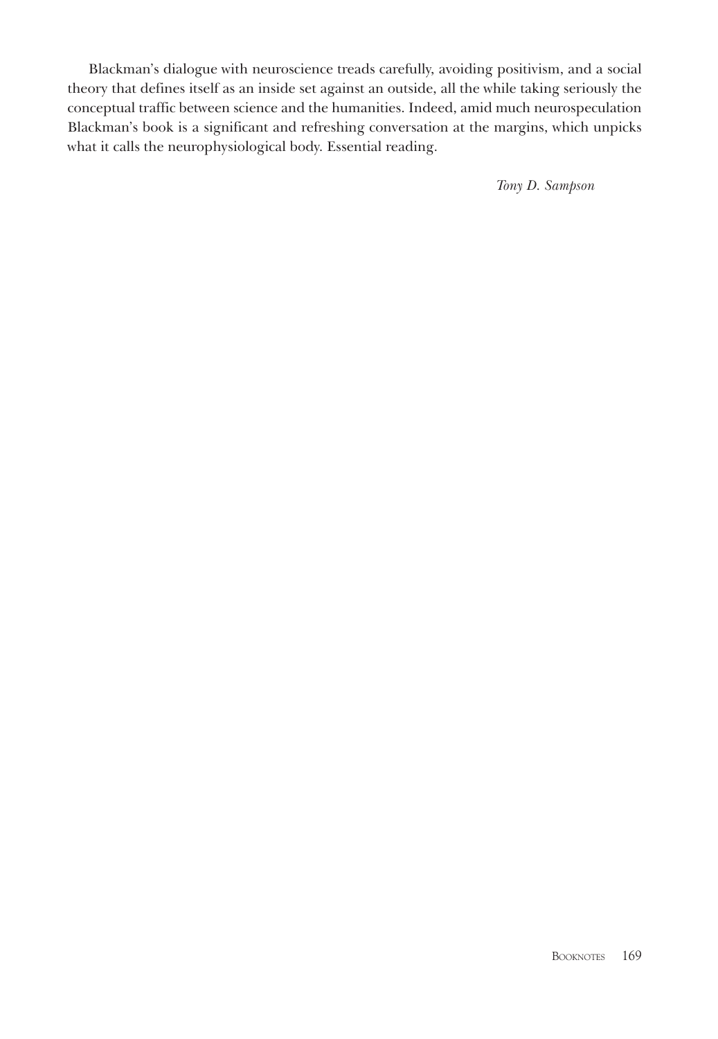Blackman's dialogue with neuroscience treads carefully, avoiding positivism, and a social theory that defines itself as an inside set against an outside, all the while taking seriously the conceptual traffic between science and the humanities. Indeed, amid much neurospeculation Blackman's book is a significant and refreshing conversation at the margins, which unpicks what it calls the neurophysiological body. Essential reading.

*Tony D. Sampson*